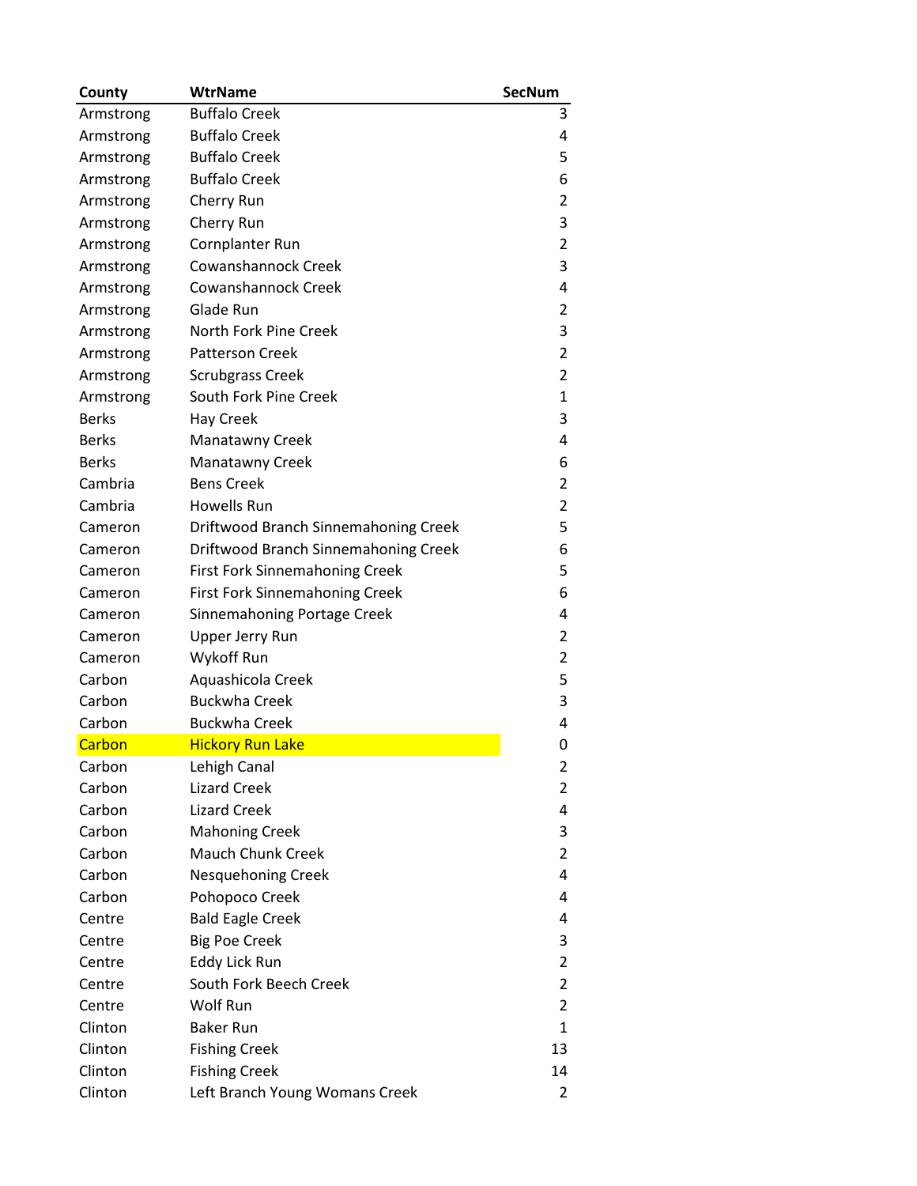| County | WtrName | SecNum |
|---|---|---|
| Armstrong | Buffalo Creek | 3 |
| Armstrong | Buffalo Creek | 4 |
| Armstrong | Buffalo Creek | 5 |
| Armstrong | Buffalo Creek | 6 |
| Armstrong | Cherry Run | 2 |
| Armstrong | Cherry Run | 3 |
| Armstrong | Cornplanter Run | 2 |
| Armstrong | Cowanshannock Creek | 3 |
| Armstrong | Cowanshannock Creek | 4 |
| Armstrong | Glade Run | 2 |
| Armstrong | North Fork Pine Creek | 3 |
| Armstrong | Patterson Creek | 2 |
| Armstrong | Scrubgrass Creek | 2 |
| Armstrong | South Fork Pine Creek | 1 |
| Berks | Hay Creek | 3 |
| Berks | Manatawny Creek | 4 |
| Berks | Manatawny Creek | 6 |
| Cambria | Bens Creek | 2 |
| Cambria | Howells Run | 2 |
| Cameron | Driftwood Branch Sinnemahoning Creek | 5 |
| Cameron | Driftwood Branch Sinnemahoning Creek | 6 |
| Cameron | First Fork Sinnemahoning Creek | 5 |
| Cameron | First Fork Sinnemahoning Creek | 6 |
| Cameron | Sinnemahoning Portage Creek | 4 |
| Cameron | Upper Jerry Run | 2 |
| Cameron | Wykoff Run | 2 |
| Carbon | Aquashicola Creek | 5 |
| Carbon | Buckwha Creek | 3 |
| Carbon | Buckwha Creek | 4 |
| Carbon | Hickory Run Lake | 0 |
| Carbon | Lehigh Canal | 2 |
| Carbon | Lizard Creek | 2 |
| Carbon | Lizard Creek | 4 |
| Carbon | Mahoning Creek | 3 |
| Carbon | Mauch Chunk Creek | 2 |
| Carbon | Nesquehoning Creek | 4 |
| Carbon | Pohopoco Creek | 4 |
| Centre | Bald Eagle Creek | 4 |
| Centre | Big Poe Creek | 3 |
| Centre | Eddy Lick Run | 2 |
| Centre | South Fork Beech Creek | 2 |
| Centre | Wolf Run | 2 |
| Clinton | Baker Run | 1 |
| Clinton | Fishing Creek | 13 |
| Clinton | Fishing Creek | 14 |
| Clinton | Left Branch Young Womans Creek | 2 |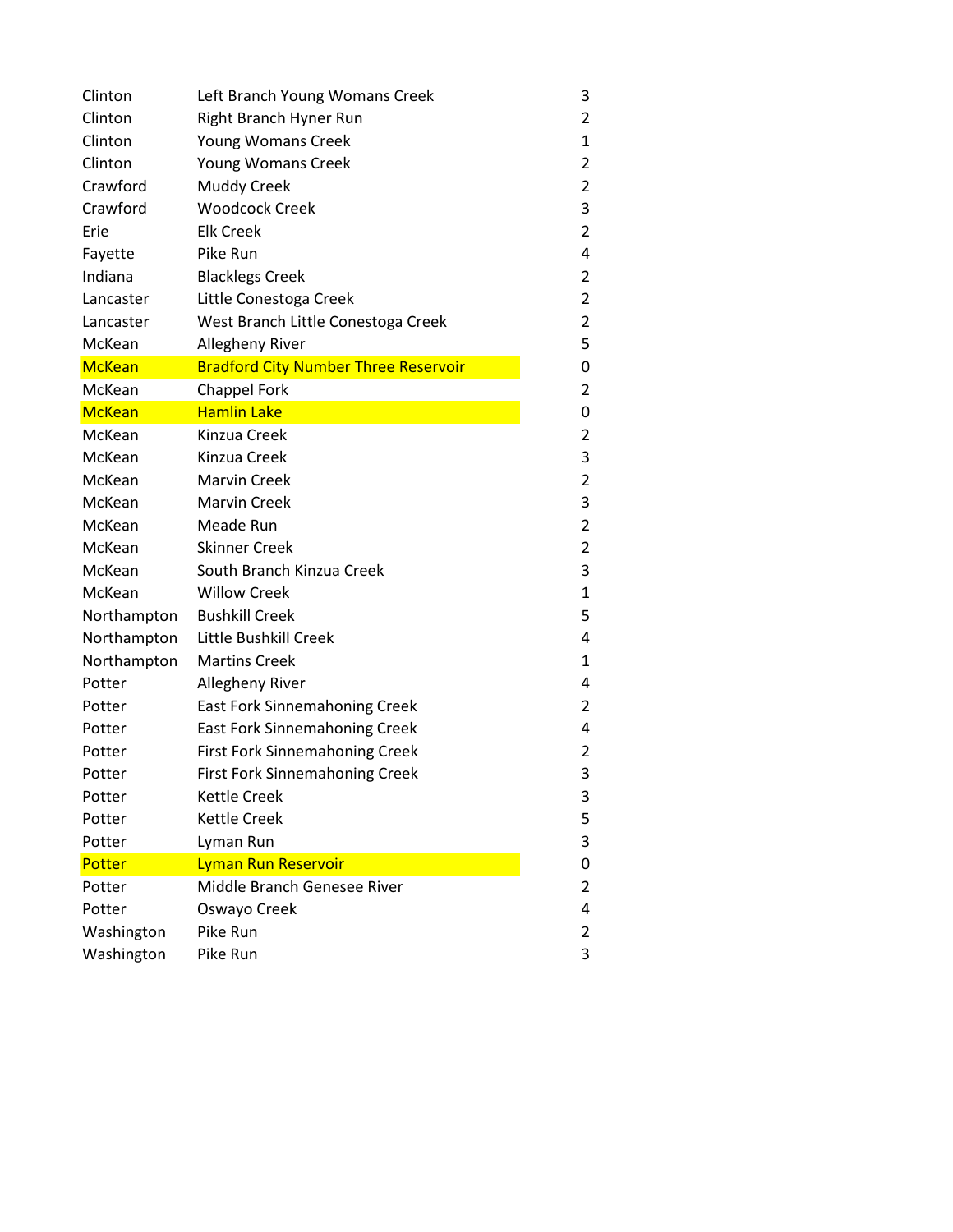| | | |
|---|---|---|
| Clinton | Left Branch Young Womans Creek | 3 |
| Clinton | Right Branch Hyner Run | 2 |
| Clinton | Young Womans Creek | 1 |
| Clinton | Young Womans Creek | 2 |
| Crawford | Muddy Creek | 2 |
| Crawford | Woodcock Creek | 3 |
| Erie | Elk Creek | 2 |
| Fayette | Pike Run | 4 |
| Indiana | Blacklegs Creek | 2 |
| Lancaster | Little Conestoga Creek | 2 |
| Lancaster | West Branch Little Conestoga Creek | 2 |
| McKean | Allegheny River | 5 |
| McKean | Bradford City Number Three Reservoir | 0 |
| McKean | Chappel Fork | 2 |
| McKean | Hamlin Lake | 0 |
| McKean | Kinzua Creek | 2 |
| McKean | Kinzua Creek | 3 |
| McKean | Marvin Creek | 2 |
| McKean | Marvin Creek | 3 |
| McKean | Meade Run | 2 |
| McKean | Skinner Creek | 2 |
| McKean | South Branch Kinzua Creek | 3 |
| McKean | Willow Creek | 1 |
| Northampton | Bushkill Creek | 5 |
| Northampton | Little Bushkill Creek | 4 |
| Northampton | Martins Creek | 1 |
| Potter | Allegheny River | 4 |
| Potter | East Fork Sinnemahoning Creek | 2 |
| Potter | East Fork Sinnemahoning Creek | 4 |
| Potter | First Fork Sinnemahoning Creek | 2 |
| Potter | First Fork Sinnemahoning Creek | 3 |
| Potter | Kettle Creek | 3 |
| Potter | Kettle Creek | 5 |
| Potter | Lyman Run | 3 |
| Potter | Lyman Run Reservoir | 0 |
| Potter | Middle Branch Genesee River | 2 |
| Potter | Oswayo Creek | 4 |
| Washington | Pike Run | 2 |
| Washington | Pike Run | 3 |